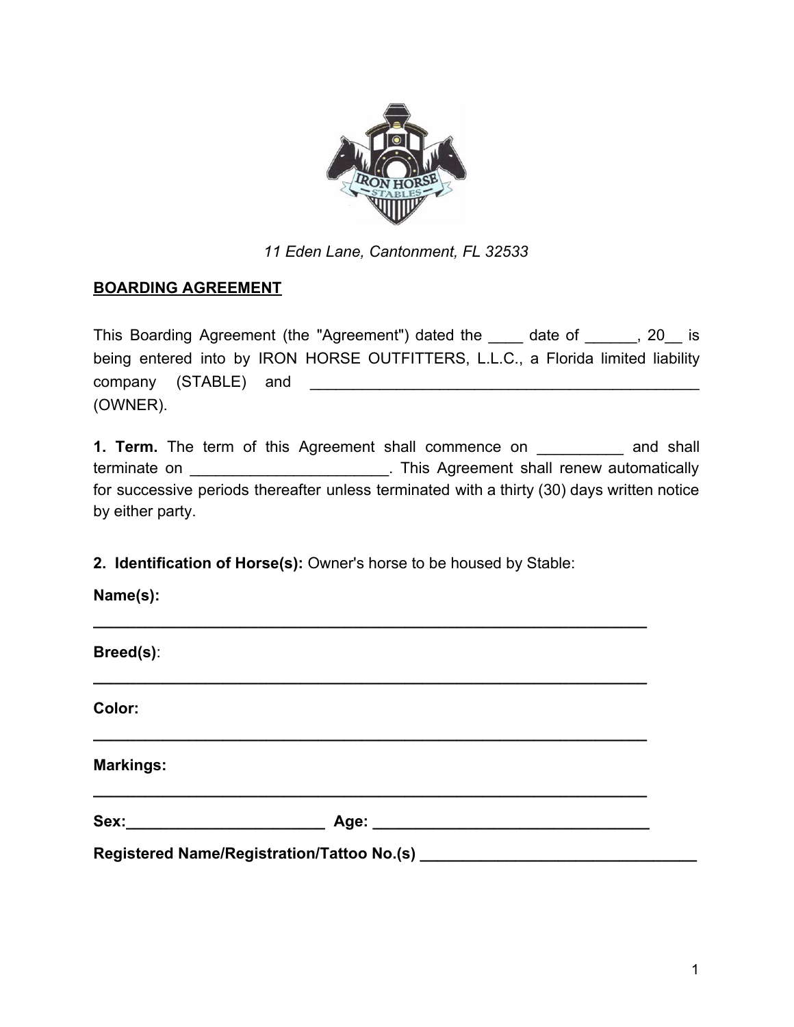*11 Eden Lane, Cantonment, FL 32533*

**BOARDING AGREEMENT**

This Boarding Agreement (the "Agreement") dated the ____ date of ______, 20__ is being entered into by IRON HORSE OUTFITTERS, L.L.C., a Florida limited liability company (STABLE) and ______________________________________________ (OWNER).

**1. Term.** The term of this Agreement shall commence on __________ and shall terminate on _______________________. This Agreement shall renew automatically for successive periods thereafter unless terminated with a thirty (30) days written notice by either party.

**2. Identification of Horse(s):** Owner's horse to be housed by Stable:

**Name(s):**

**______________________________________________________________**

**Breed(s)**:

**______________________________________________________________**

**Color:**

**______________________________________________________________**

**Markings:**

**______________________________________________________________**

**Sex:_______________________ Age: ________________________________**

**Registered Name/Registration/Tattoo No.(s) ________________________________**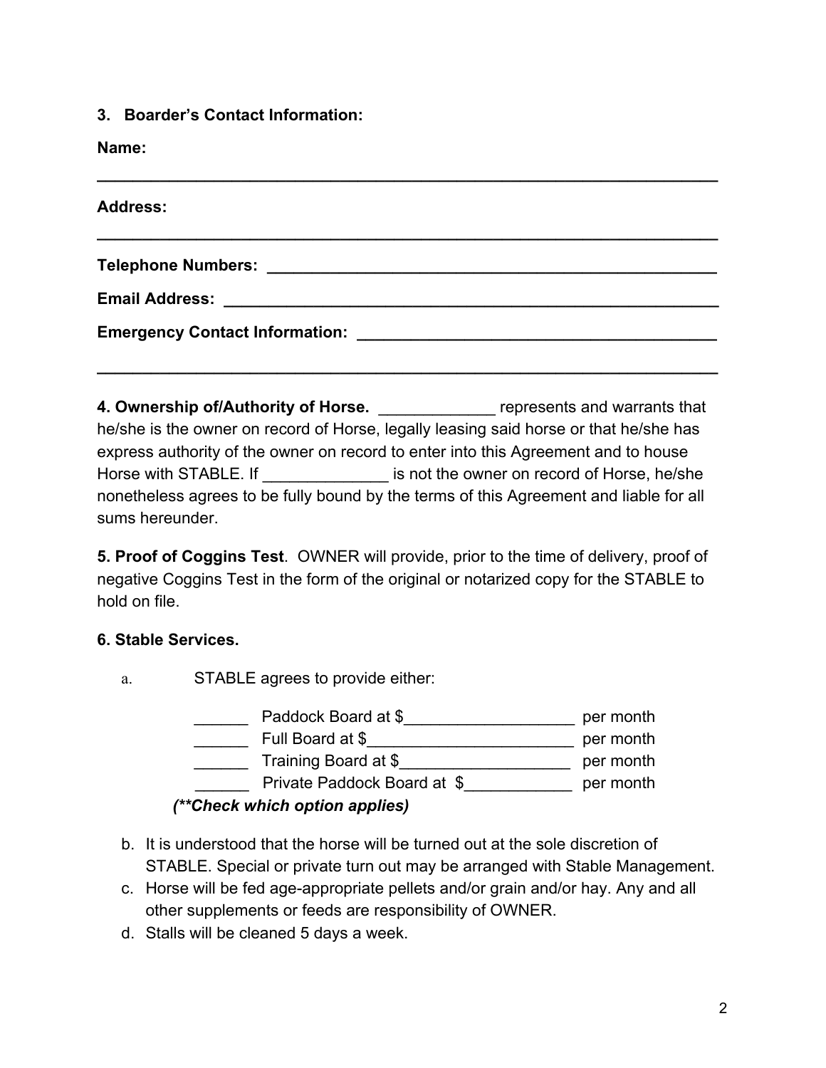**3. Boarder's Contact Information:**

**Name:**

**________________________________________________________________________**

**Address:**

**________________________________________________________________________**

**Telephone Numbers: ______________________________________________________**

**Email Address: __________________________________________________________**

**Emergency Contact Information: _________________________________________**

**________________________________________________________________________**

**4. Ownership of/Authority of Horse.** _____________ represents and warrants that he/she is the owner on record of Horse, legally leasing said horse or that he/she has express authority of the owner on record to enter into this Agreement and to house Horse with STABLE. If ______________ is not the owner on record of Horse, he/she nonetheless agrees to be fully bound by the terms of this Agreement and liable for all sums hereunder.

**5. Proof of Coggins Test**. OWNER will provide, prior to the time of delivery, proof of negative Coggins Test in the form of the original or notarized copy for the STABLE to hold on file.

**6. Stable Services.**

a. STABLE agrees to provide either:

   ______ Paddock Board at $___________________ per month
   ______ Full Board at $_______________________ per month
   ______ Training Board at $___________________ per month
   ______ Private Paddock Board at $____________ per month

   ***(**Check which option applies)***

b. It is understood that the horse will be turned out at the sole discretion of STABLE. Special or private turn out may be arranged with Stable Management.
c. Horse will be fed age-appropriate pellets and/or grain and/or hay. Any and all other supplements or feeds are responsibility of OWNER.
d. Stalls will be cleaned 5 days a week.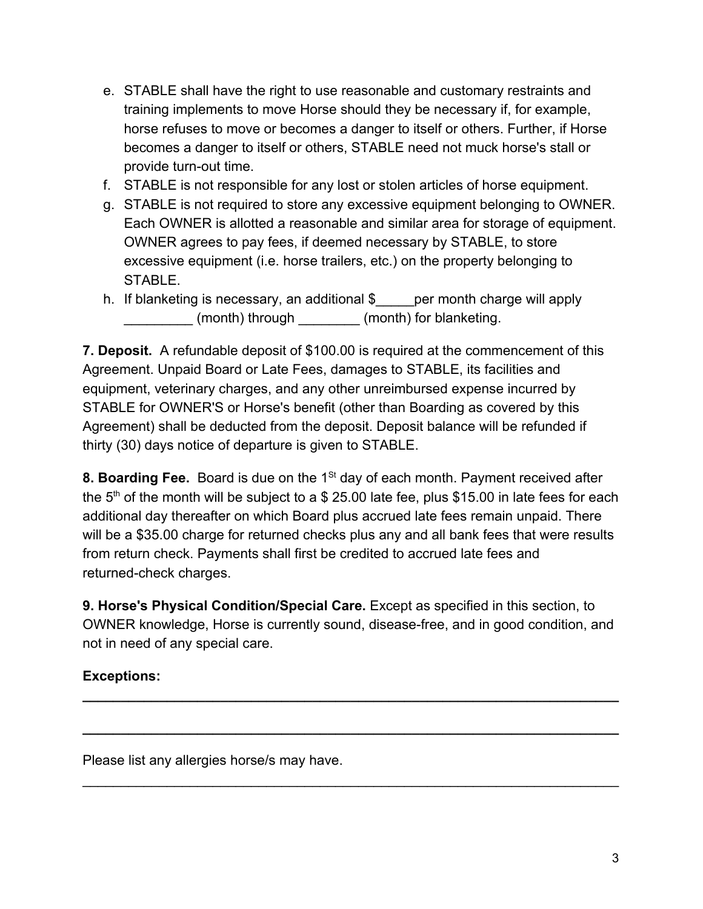e. STABLE shall have the right to use reasonable and customary restraints and training implements to move Horse should they be necessary if, for example, horse refuses to move or becomes a danger to itself or others. Further, if Horse becomes a danger to itself or others, STABLE need not muck horse's stall or provide turn-out time.

f. STABLE is not responsible for any lost or stolen articles of horse equipment.

g. STABLE is not required to store any excessive equipment belonging to OWNER. Each OWNER is allotted a reasonable and similar area for storage of equipment. OWNER agrees to pay fees, if deemed necessary by STABLE, to store excessive equipment (i.e. horse trailers, etc.) on the property belonging to STABLE.

h. If blanketing is necessary, an additional $_____per month charge will apply _________ (month) through ________ (month) for blanketing.

**7. Deposit.** A refundable deposit of $100.00 is required at the commencement of this Agreement. Unpaid Board or Late Fees, damages to STABLE, its facilities and equipment, veterinary charges, and any other unreimbursed expense incurred by STABLE for OWNER'S or Horse's benefit (other than Boarding as covered by this Agreement) shall be deducted from the deposit. Deposit balance will be refunded if thirty (30) days notice of departure is given to STABLE.

**8. Boarding Fee.** Board is due on the 1st day of each month. Payment received after the 5th of the month will be subject to a $ 25.00 late fee, plus $15.00 in late fees for each additional day thereafter on which Board plus accrued late fees remain unpaid. There will be a $35.00 charge for returned checks plus any and all bank fees that were results from return check. Payments shall first be credited to accrued late fees and returned-check charges.

**9. Horse's Physical Condition/Special Care.** Except as specified in this section, to OWNER knowledge, Horse is currently sound, disease-free, and in good condition, and not in need of any special care.

**Exceptions:**

**______________________________________________________________________**

**______________________________________________________________________**

Please list any allergies horse/s may have.

______________________________________________________________________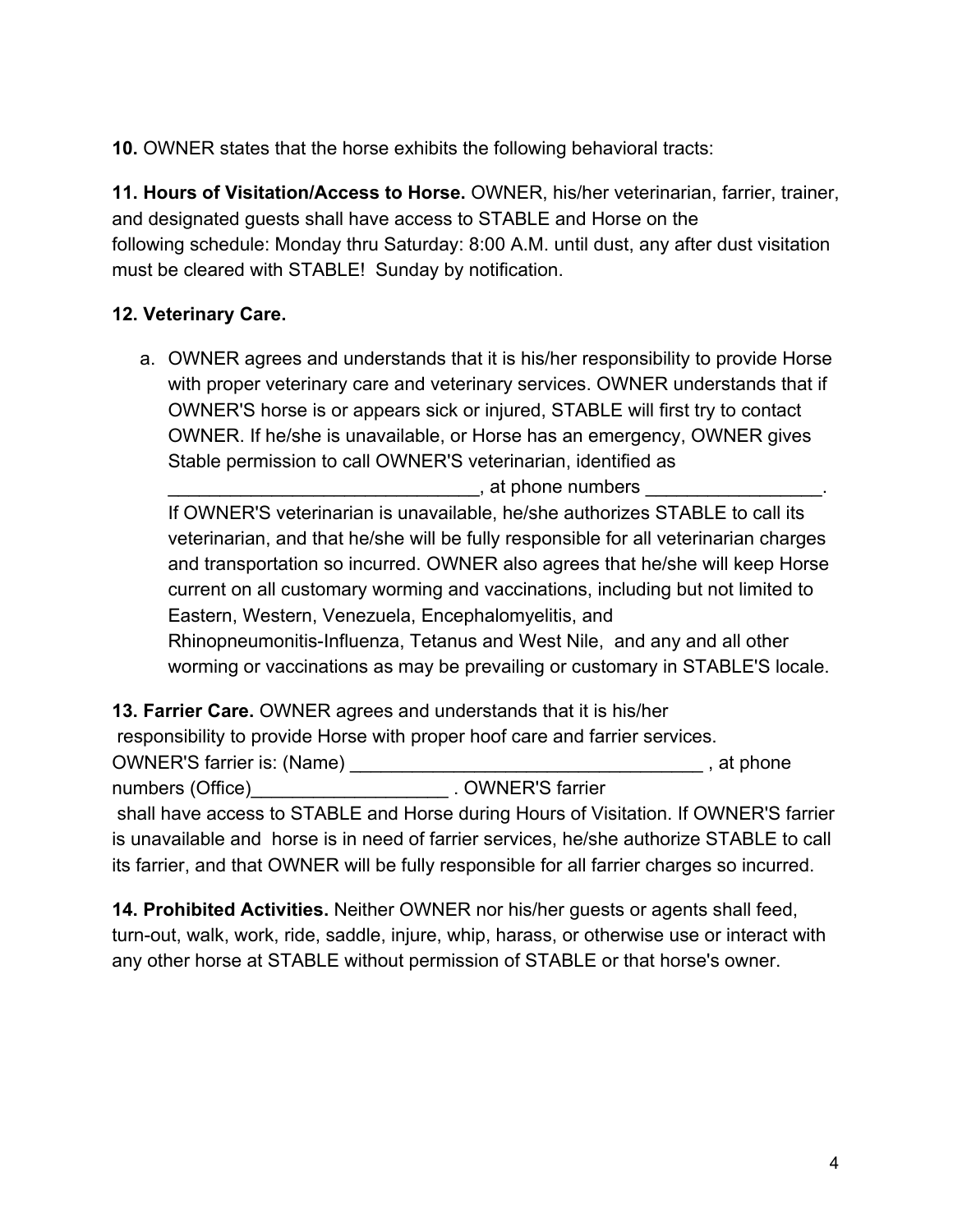**10.** OWNER states that the horse exhibits the following behavioral tracts:

**11. Hours of Visitation/Access to Horse.** OWNER, his/her veterinarian, farrier, trainer, and designated guests shall have access to STABLE and Horse on the following schedule: Monday thru Saturday: 8:00 A.M. until dust, any after dust visitation must be cleared with STABLE! Sunday by notification.

**12. Veterinary Care.**

a. OWNER agrees and understands that it is his/her responsibility to provide Horse with proper veterinary care and veterinary services. OWNER understands that if OWNER'S horse is or appears sick or injured, STABLE will first try to contact OWNER. If he/she is unavailable, or Horse has an emergency, OWNER gives Stable permission to call OWNER'S veterinarian, identified as ______________________________, at phone numbers _________________. If OWNER'S veterinarian is unavailable, he/she authorizes STABLE to call its veterinarian, and that he/she will be fully responsible for all veterinarian charges and transportation so incurred. OWNER also agrees that he/she will keep Horse current on all customary worming and vaccinations, including but not limited to Eastern, Western, Venezuela, Encephalomyelitis, and Rhinopneumonitis-Influenza, Tetanus and West Nile, and any and all other worming or vaccinations as may be prevailing or customary in STABLE'S locale.

**13. Farrier Care.** OWNER agrees and understands that it is his/her responsibility to provide Horse with proper hoof care and farrier services. OWNER'S farrier is: (Name) __________________________________ , at phone numbers (Office)___________________ . OWNER'S farrier shall have access to STABLE and Horse during Hours of Visitation. If OWNER'S farrier is unavailable and horse is in need of farrier services, he/she authorize STABLE to call its farrier, and that OWNER will be fully responsible for all farrier charges so incurred.

**14. Prohibited Activities.** Neither OWNER nor his/her guests or agents shall feed, turn-out, walk, work, ride, saddle, injure, whip, harass, or otherwise use or interact with any other horse at STABLE without permission of STABLE or that horse's owner.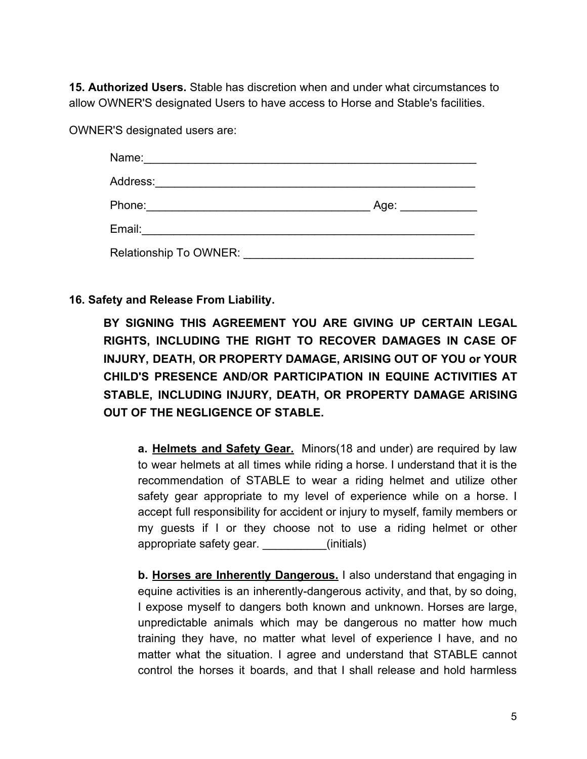**15. Authorized Users.** Stable has discretion when and under what circumstances to allow OWNER'S designated Users to have access to Horse and Stable's facilities.

OWNER'S designated users are:

Name:_______________________________________________________

Address:_____________________________________________________

Phone:__________________________________ Age: ____________

Email:_______________________________________________________

Relationship To OWNER: ____________________________________

**16. Safety and Release From Liability.**

**BY SIGNING THIS AGREEMENT YOU ARE GIVING UP CERTAIN LEGAL RIGHTS, INCLUDING THE RIGHT TO RECOVER DAMAGES IN CASE OF INJURY, DEATH, OR PROPERTY DAMAGE, ARISING OUT OF YOU or YOUR CHILD'S PRESENCE AND/OR PARTICIPATION IN EQUINE ACTIVITIES AT STABLE, INCLUDING INJURY, DEATH, OR PROPERTY DAMAGE ARISING OUT OF THE NEGLIGENCE OF STABLE.**

**a. <u>Helmets and Safety Gear.</u>** Minors(18 and under) are required by law to wear helmets at all times while riding a horse. I understand that it is the recommendation of STABLE to wear a riding helmet and utilize other safety gear appropriate to my level of experience while on a horse. I accept full responsibility for accident or injury to myself, family members or my guests if I or they choose not to use a riding helmet or other appropriate safety gear. __________(initials)

**b. <u>Horses are Inherently Dangerous.</u>** I also understand that engaging in equine activities is an inherently-dangerous activity, and that, by so doing, I expose myself to dangers both known and unknown. Horses are large, unpredictable animals which may be dangerous no matter how much training they have, no matter what level of experience I have, and no matter what the situation. I agree and understand that STABLE cannot control the horses it boards, and that I shall release and hold harmless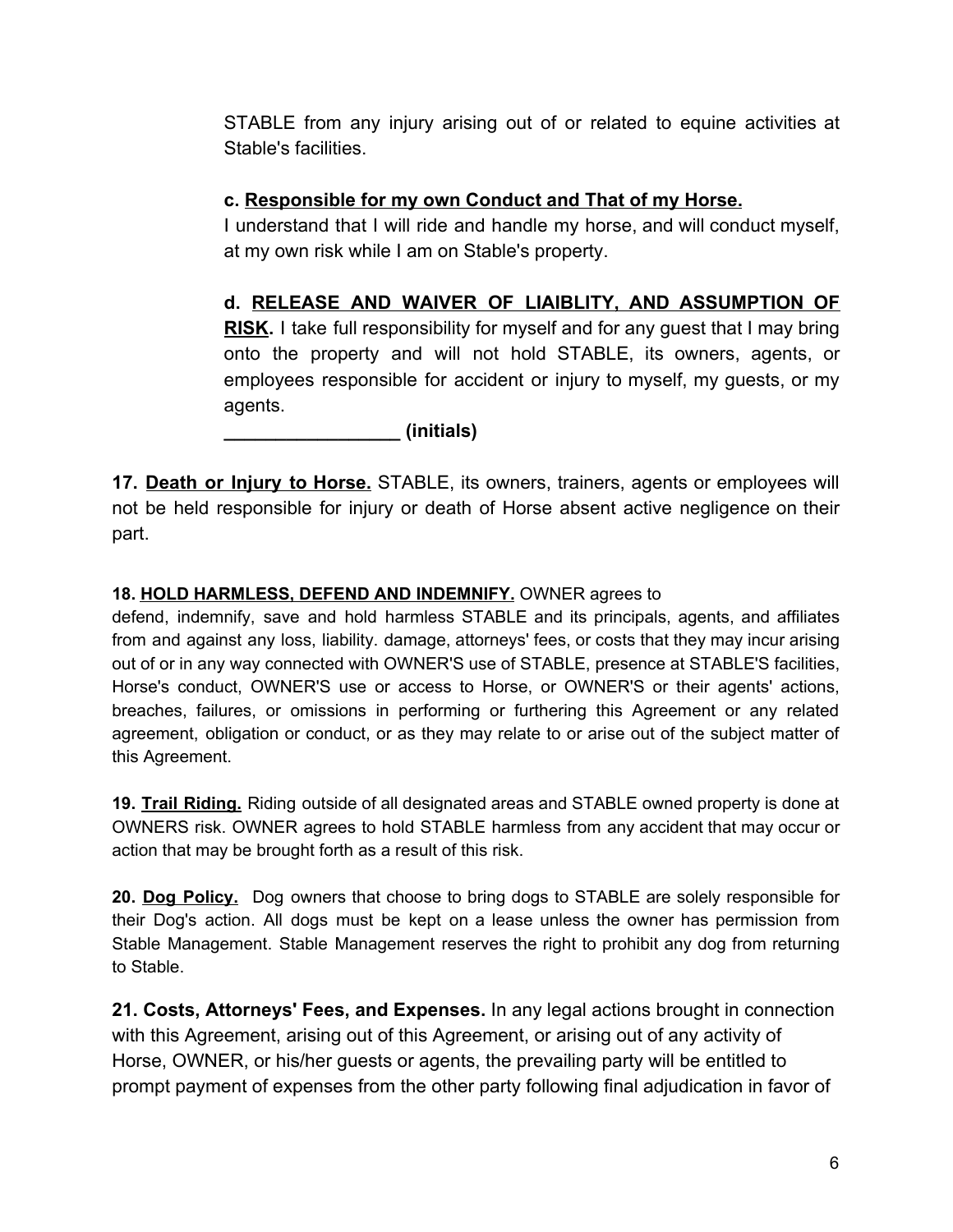STABLE from any injury arising out of or related to equine activities at Stable's facilities.

**c. <u>Responsible for my own Conduct and That of my Horse.</u>**
I understand that I will ride and handle my horse, and will conduct myself, at my own risk while I am on Stable's property.

**d. <u>RELEASE AND WAIVER OF LIAIBLITY, AND ASSUMPTION OF RISK</u>.** I take full responsibility for myself and for any guest that I may bring onto the property and will not hold STABLE, its owners, agents, or employees responsible for accident or injury to myself, my guests, or my agents.

**_________________ (initials)**

**17. <u>Death or Injury to Horse.</u>** STABLE, its owners, trainers, agents or employees will not be held responsible for injury or death of Horse absent active negligence on their part.

**18. <u>HOLD HARMLESS, DEFEND AND INDEMNIFY.</u>** OWNER agrees to defend, indemnify, save and hold harmless STABLE and its principals, agents, and affiliates from and against any loss, liability. damage, attorneys' fees, or costs that they may incur arising out of or in any way connected with OWNER'S use of STABLE, presence at STABLE'S facilities, Horse's conduct, OWNER'S use or access to Horse, or OWNER'S or their agents' actions, breaches, failures, or omissions in performing or furthering this Agreement or any related agreement, obligation or conduct, or as they may relate to or arise out of the subject matter of this Agreement.

**19. <u>Trail Riding.</u>** Riding outside of all designated areas and STABLE owned property is done at OWNERS risk. OWNER agrees to hold STABLE harmless from any accident that may occur or action that may be brought forth as a result of this risk.

**20. <u>Dog Policy.</u>** Dog owners that choose to bring dogs to STABLE are solely responsible for their Dog's action. All dogs must be kept on a lease unless the owner has permission from Stable Management. Stable Management reserves the right to prohibit any dog from returning to Stable.

**21. Costs, Attorneys' Fees, and Expenses.** In any legal actions brought in connection with this Agreement, arising out of this Agreement, or arising out of any activity of Horse, OWNER, or his/her guests or agents, the prevailing party will be entitled to prompt payment of expenses from the other party following final adjudication in favor of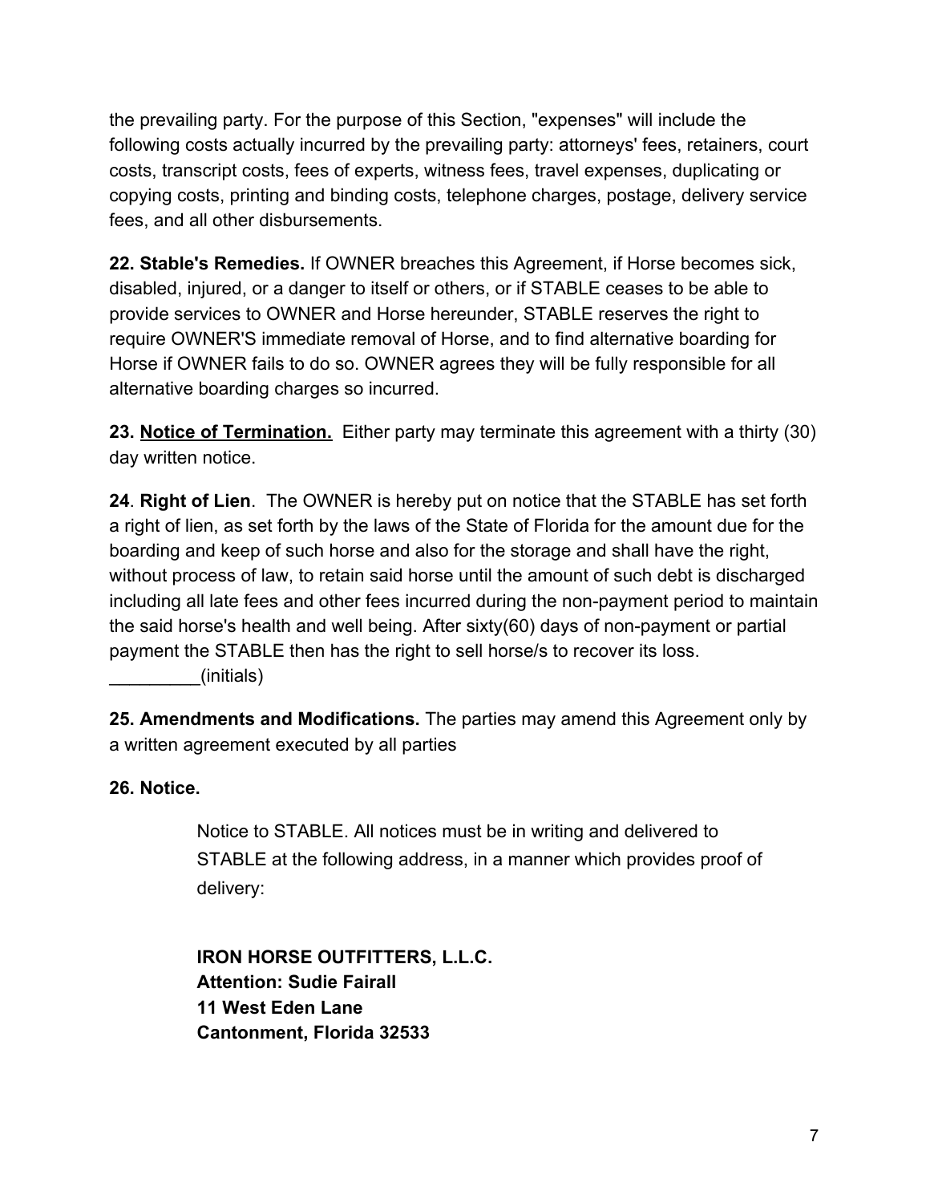the prevailing party. For the purpose of this Section, "expenses" will include the following costs actually incurred by the prevailing party: attorneys' fees, retainers, court costs, transcript costs, fees of experts, witness fees, travel expenses, duplicating or copying costs, printing and binding costs, telephone charges, postage, delivery service fees, and all other disbursements.

**22. Stable's Remedies.** If OWNER breaches this Agreement, if Horse becomes sick, disabled, injured, or a danger to itself or others, or if STABLE ceases to be able to provide services to OWNER and Horse hereunder, STABLE reserves the right to require OWNER'S immediate removal of Horse, and to find alternative boarding for Horse if OWNER fails to do so. OWNER agrees they will be fully responsible for all alternative boarding charges so incurred.

**23. <u>Notice of Termination.</u>** Either party may terminate this agreement with a thirty (30) day written notice.

**24**. **Right of Lien**. The OWNER is hereby put on notice that the STABLE has set forth a right of lien, as set forth by the laws of the State of Florida for the amount due for the boarding and keep of such horse and also for the storage and shall have the right, without process of law, to retain said horse until the amount of such debt is discharged including all late fees and other fees incurred during the non-payment period to maintain the said horse's health and well being. After sixty(60) days of non-payment or partial payment the STABLE then has the right to sell horse/s to recover its loss. _________(initials)

**25. Amendments and Modifications.** The parties may amend this Agreement only by a written agreement executed by all parties

**26. Notice.**

Notice to STABLE. All notices must be in writing and delivered to STABLE at the following address, in a manner which provides proof of delivery:

**IRON HORSE OUTFITTERS, L.L.C.**
**Attention: Sudie Fairall**
**11 West Eden Lane**
**Cantonment, Florida 32533**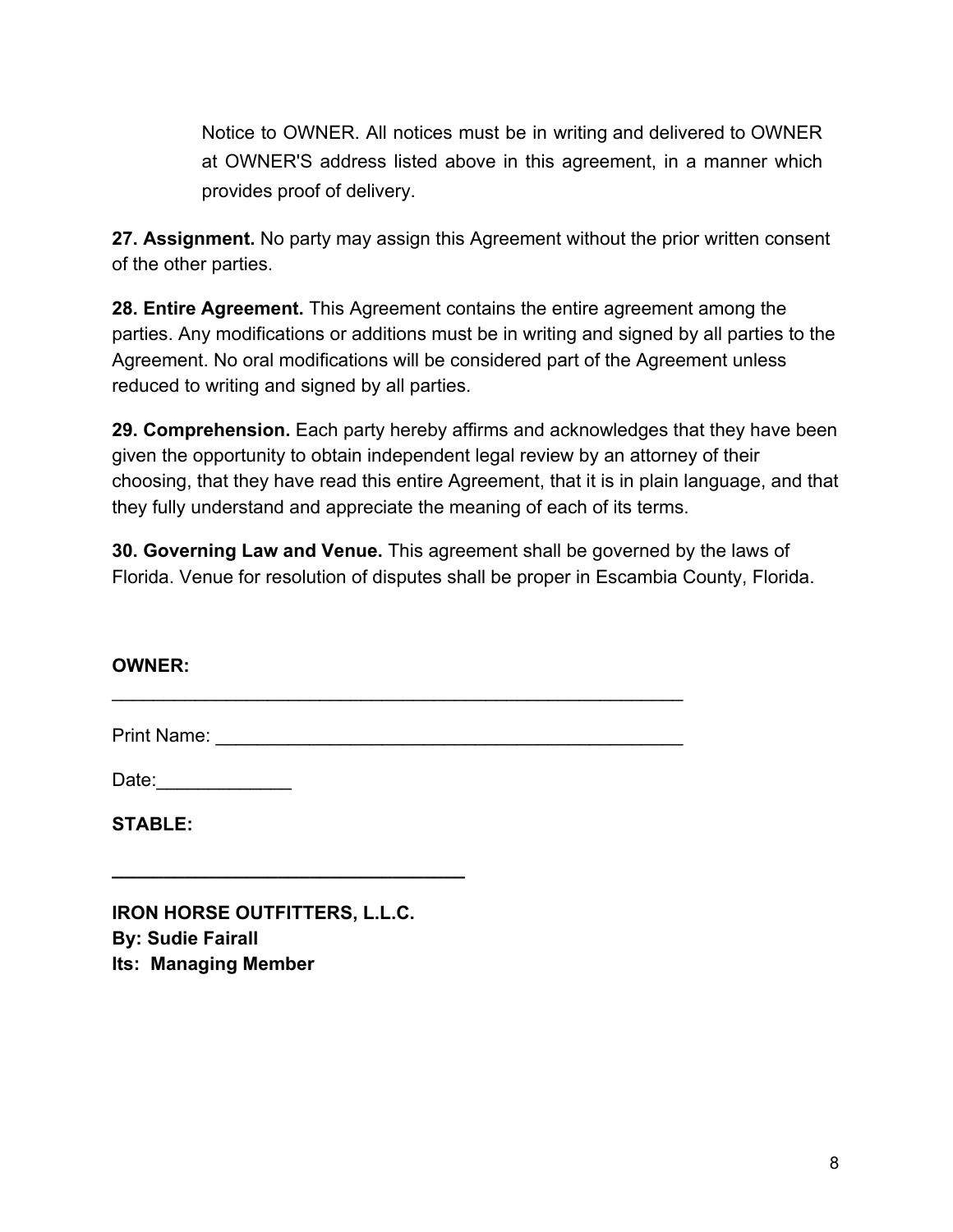Notice to OWNER. All notices must be in writing and delivered to OWNER at OWNER'S address listed above in this agreement, in a manner which provides proof of delivery.

**27. Assignment.** No party may assign this Agreement without the prior written consent of the other parties.

**28. Entire Agreement.** This Agreement contains the entire agreement among the parties. Any modifications or additions must be in writing and signed by all parties to the Agreement. No oral modifications will be considered part of the Agreement unless reduced to writing and signed by all parties.

**29. Comprehension.** Each party hereby affirms and acknowledges that they have been given the opportunity to obtain independent legal review by an attorney of their choosing, that they have read this entire Agreement, that it is in plain language, and that they fully understand and appreciate the meaning of each of its terms.

**30. Governing Law and Venue.** This agreement shall be governed by the laws of Florida. Venue for resolution of disputes shall be proper in Escambia County, Florida.

**OWNER:**

_______________________________________________________

Print Name: ____________________________________________

Date:_____________

**STABLE:**

**__________________________________**

**IRON HORSE OUTFITTERS, L.L.C.**
**By: Sudie Fairall**
**Its: Managing Member**